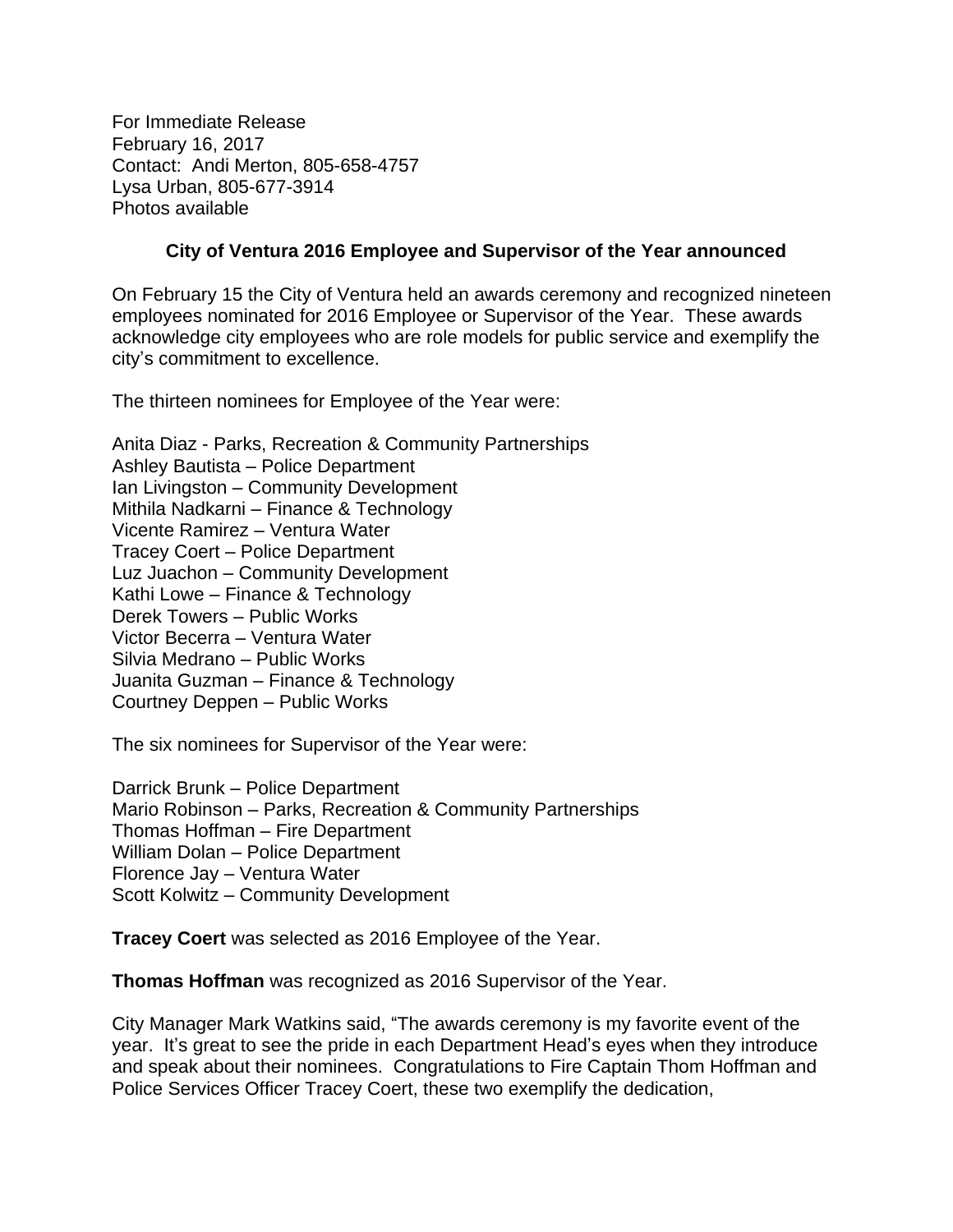For Immediate Release
February 16, 2017
Contact: Andi Merton, 805-658-4757
Lysa Urban, 805-677-3914
Photos available

**City of Ventura 2016 Employee and Supervisor of the Year announced**

On February 15 the City of Ventura held an awards ceremony and recognized nineteen employees nominated for 2016 Employee or Supervisor of the Year. These awards acknowledge city employees who are role models for public service and exemplify the city's commitment to excellence.

The thirteen nominees for Employee of the Year were:

Anita Diaz - Parks, Recreation & Community Partnerships
Ashley Bautista – Police Department
Ian Livingston – Community Development
Mithila Nadkarni – Finance & Technology
Vicente Ramirez – Ventura Water
Tracey Coert – Police Department
Luz Juachon – Community Development
Kathi Lowe – Finance & Technology
Derek Towers – Public Works
Victor Becerra – Ventura Water
Silvia Medrano – Public Works
Juanita Guzman – Finance & Technology
Courtney Deppen – Public Works

The six nominees for Supervisor of the Year were:

Darrick Brunk – Police Department
Mario Robinson – Parks, Recreation & Community Partnerships
Thomas Hoffman – Fire Department
William Dolan – Police Department
Florence Jay – Ventura Water
Scott Kolwitz – Community Development

**Tracey Coert** was selected as 2016 Employee of the Year.

**Thomas Hoffman** was recognized as 2016 Supervisor of the Year.

City Manager Mark Watkins said, "The awards ceremony is my favorite event of the year. It's great to see the pride in each Department Head's eyes when they introduce and speak about their nominees. Congratulations to Fire Captain Thom Hoffman and Police Services Officer Tracey Coert, these two exemplify the dedication,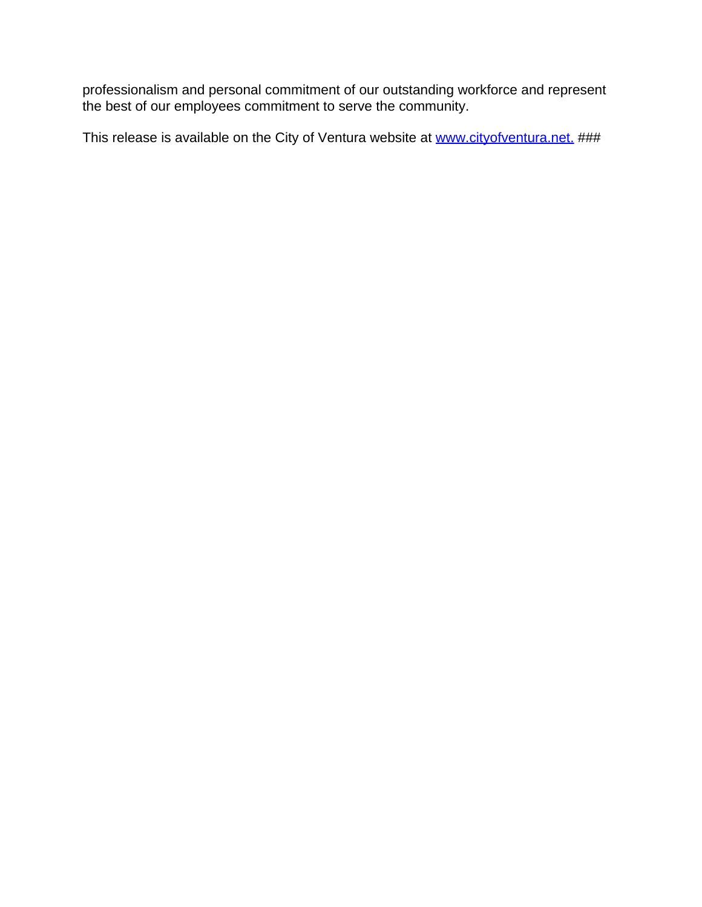professionalism and personal commitment of our outstanding workforce and represent the best of our employees commitment to serve the community.

This release is available on the City of Ventura website at [www.cityofventura.net.](http://www.cityofventura.net) ###